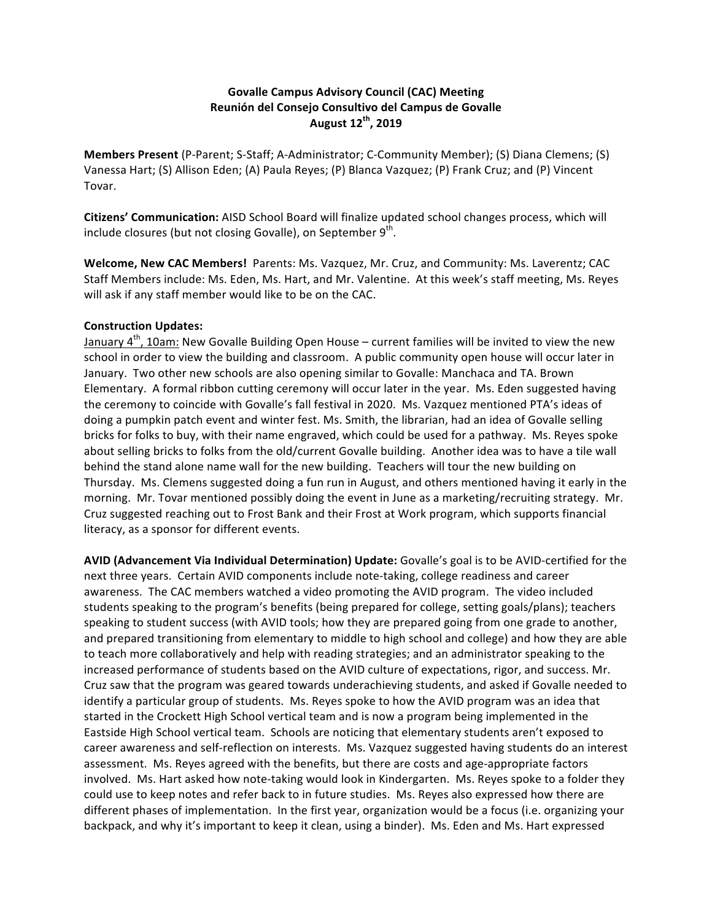**Govalle Campus Advisory Council (CAC) Meeting**
**Reunión del Consejo Consultivo del Campus de Govalle**
**August 12th, 2019**

**Members Present** (P-Parent; S-Staff; A-Administrator; C-Community Member); (S) Diana Clemens; (S) Vanessa Hart; (S) Allison Eden; (A) Paula Reyes; (P) Blanca Vazquez; (P) Frank Cruz; and (P) Vincent Tovar.

**Citizens' Communication:** AISD School Board will finalize updated school changes process, which will include closures (but not closing Govalle), on September 9th.

**Welcome, New CAC Members!** Parents: Ms. Vazquez, Mr. Cruz, and Community: Ms. Laverentz; CAC Staff Members include: Ms. Eden, Ms. Hart, and Mr. Valentine. At this week's staff meeting, Ms. Reyes will ask if any staff member would like to be on the CAC.

**Construction Updates:**
January 4th, 10am: New Govalle Building Open House – current families will be invited to view the new school in order to view the building and classroom. A public community open house will occur later in January. Two other new schools are also opening similar to Govalle: Manchaca and TA. Brown Elementary. A formal ribbon cutting ceremony will occur later in the year. Ms. Eden suggested having the ceremony to coincide with Govalle's fall festival in 2020. Ms. Vazquez mentioned PTA's ideas of doing a pumpkin patch event and winter fest. Ms. Smith, the librarian, had an idea of Govalle selling bricks for folks to buy, with their name engraved, which could be used for a pathway. Ms. Reyes spoke about selling bricks to folks from the old/current Govalle building. Another idea was to have a tile wall behind the stand alone name wall for the new building. Teachers will tour the new building on Thursday. Ms. Clemens suggested doing a fun run in August, and others mentioned having it early in the morning. Mr. Tovar mentioned possibly doing the event in June as a marketing/recruiting strategy. Mr. Cruz suggested reaching out to Frost Bank and their Frost at Work program, which supports financial literacy, as a sponsor for different events.

**AVID (Advancement Via Individual Determination) Update:** Govalle's goal is to be AVID-certified for the next three years. Certain AVID components include note-taking, college readiness and career awareness. The CAC members watched a video promoting the AVID program. The video included students speaking to the program's benefits (being prepared for college, setting goals/plans); teachers speaking to student success (with AVID tools; how they are prepared going from one grade to another, and prepared transitioning from elementary to middle to high school and college) and how they are able to teach more collaboratively and help with reading strategies; and an administrator speaking to the increased performance of students based on the AVID culture of expectations, rigor, and success. Mr. Cruz saw that the program was geared towards underachieving students, and asked if Govalle needed to identify a particular group of students. Ms. Reyes spoke to how the AVID program was an idea that started in the Crockett High School vertical team and is now a program being implemented in the Eastside High School vertical team. Schools are noticing that elementary students aren't exposed to career awareness and self-reflection on interests. Ms. Vazquez suggested having students do an interest assessment. Ms. Reyes agreed with the benefits, but there are costs and age-appropriate factors involved. Ms. Hart asked how note-taking would look in Kindergarten. Ms. Reyes spoke to a folder they could use to keep notes and refer back to in future studies. Ms. Reyes also expressed how there are different phases of implementation. In the first year, organization would be a focus (i.e. organizing your backpack, and why it's important to keep it clean, using a binder). Ms. Eden and Ms. Hart expressed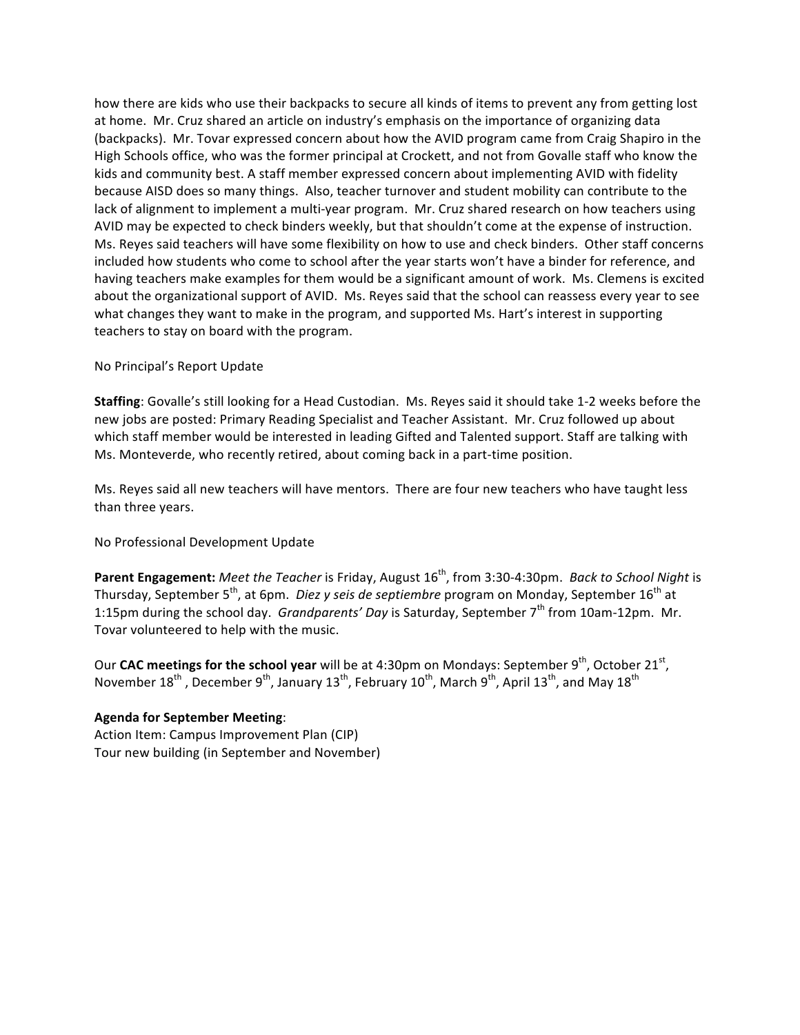how there are kids who use their backpacks to secure all kinds of items to prevent any from getting lost at home. Mr. Cruz shared an article on industry's emphasis on the importance of organizing data (backpacks). Mr. Tovar expressed concern about how the AVID program came from Craig Shapiro in the High Schools office, who was the former principal at Crockett, and not from Govalle staff who know the kids and community best. A staff member expressed concern about implementing AVID with fidelity because AISD does so many things. Also, teacher turnover and student mobility can contribute to the lack of alignment to implement a multi-year program. Mr. Cruz shared research on how teachers using AVID may be expected to check binders weekly, but that shouldn't come at the expense of instruction. Ms. Reyes said teachers will have some flexibility on how to use and check binders. Other staff concerns included how students who come to school after the year starts won't have a binder for reference, and having teachers make examples for them would be a significant amount of work. Ms. Clemens is excited about the organizational support of AVID. Ms. Reyes said that the school can reassess every year to see what changes they want to make in the program, and supported Ms. Hart's interest in supporting teachers to stay on board with the program.

No Principal's Report Update

**Staffing**: Govalle's still looking for a Head Custodian. Ms. Reyes said it should take 1-2 weeks before the new jobs are posted: Primary Reading Specialist and Teacher Assistant. Mr. Cruz followed up about which staff member would be interested in leading Gifted and Talented support. Staff are talking with Ms. Monteverde, who recently retired, about coming back in a part-time position.

Ms. Reyes said all new teachers will have mentors. There are four new teachers who have taught less than three years.

No Professional Development Update

**Parent Engagement:** *Meet the Teacher* is Friday, August 16th, from 3:30-4:30pm. *Back to School Night* is Thursday, September 5th, at 6pm. *Diez y seis de septiembre* program on Monday, September 16th at 1:15pm during the school day. *Grandparents' Day* is Saturday, September 7th from 10am-12pm. Mr. Tovar volunteered to help with the music.

Our **CAC meetings for the school year** will be at 4:30pm on Mondays: September 9th, October 21st, November 18th, December 9th, January 13th, February 10th, March 9th, April 13th, and May 18th

**Agenda for September Meeting**:
Action Item: Campus Improvement Plan (CIP)
Tour new building (in September and November)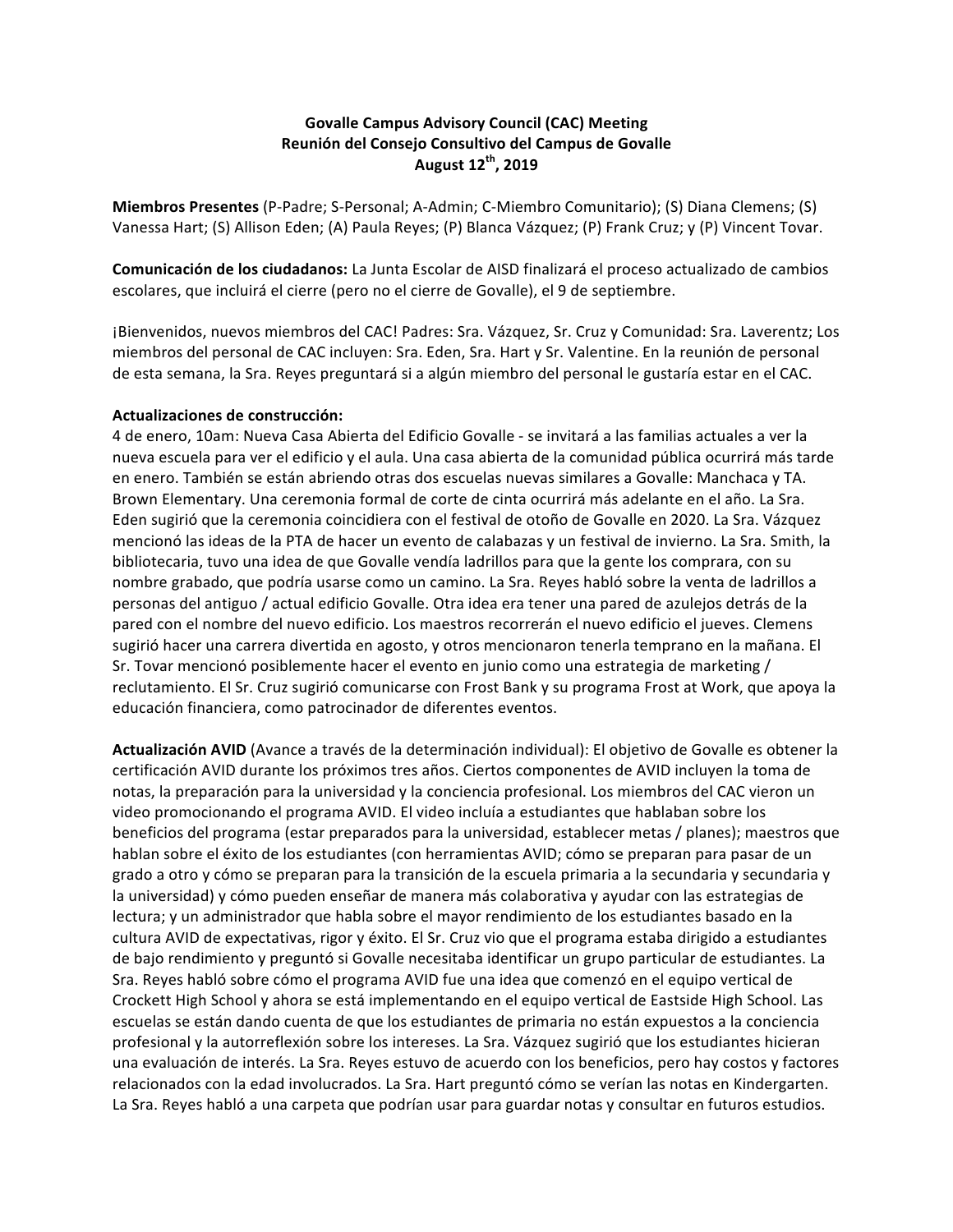**Govalle Campus Advisory Council (CAC) Meeting**
**Reunión del Consejo Consultivo del Campus de Govalle**
**August 12th, 2019**

**Miembros Presentes** (P-Padre; S-Personal; A-Admin; C-Miembro Comunitario); (S) Diana Clemens; (S) Vanessa Hart; (S) Allison Eden; (A) Paula Reyes; (P) Blanca Vázquez; (P) Frank Cruz; y (P) Vincent Tovar.

**Comunicación de los ciudadanos:** La Junta Escolar de AISD finalizará el proceso actualizado de cambios escolares, que incluirá el cierre (pero no el cierre de Govalle), el 9 de septiembre.

¡Bienvenidos, nuevos miembros del CAC! Padres: Sra. Vázquez, Sr. Cruz y Comunidad: Sra. Laverentz; Los miembros del personal de CAC incluyen: Sra. Eden, Sra. Hart y Sr. Valentine. En la reunión de personal de esta semana, la Sra. Reyes preguntará si a algún miembro del personal le gustaría estar en el CAC.

**Actualizaciones de construcción:**
4 de enero, 10am: Nueva Casa Abierta del Edificio Govalle - se invitará a las familias actuales a ver la nueva escuela para ver el edificio y el aula. Una casa abierta de la comunidad pública ocurrirá más tarde en enero. También se están abriendo otras dos escuelas nuevas similares a Govalle: Manchaca y TA. Brown Elementary. Una ceremonia formal de corte de cinta ocurrirá más adelante en el año. La Sra. Eden sugirió que la ceremonia coincidiera con el festival de otoño de Govalle en 2020. La Sra. Vázquez mencionó las ideas de la PTA de hacer un evento de calabazas y un festival de invierno. La Sra. Smith, la bibliotecaria, tuvo una idea de que Govalle vendía ladrillos para que la gente los comprara, con su nombre grabado, que podría usarse como un camino. La Sra. Reyes habló sobre la venta de ladrillos a personas del antiguo / actual edificio Govalle. Otra idea era tener una pared de azulejos detrás de la pared con el nombre del nuevo edificio. Los maestros recorrerán el nuevo edificio el jueves. Clemens sugirió hacer una carrera divertida en agosto, y otros mencionaron tenerla temprano en la mañana. El Sr. Tovar mencionó posiblemente hacer el evento en junio como una estrategia de marketing / reclutamiento. El Sr. Cruz sugirió comunicarse con Frost Bank y su programa Frost at Work, que apoya la educación financiera, como patrocinador de diferentes eventos.

**Actualización AVID** (Avance a través de la determinación individual): El objetivo de Govalle es obtener la certificación AVID durante los próximos tres años. Ciertos componentes de AVID incluyen la toma de notas, la preparación para la universidad y la conciencia profesional. Los miembros del CAC vieron un video promocionando el programa AVID. El video incluía a estudiantes que hablaban sobre los beneficios del programa (estar preparados para la universidad, establecer metas / planes); maestros que hablan sobre el éxito de los estudiantes (con herramientas AVID; cómo se preparan para pasar de un grado a otro y cómo se preparan para la transición de la escuela primaria a la secundaria y secundaria y la universidad) y cómo pueden enseñar de manera más colaborativa y ayudar con las estrategias de lectura; y un administrador que habla sobre el mayor rendimiento de los estudiantes basado en la cultura AVID de expectativas, rigor y éxito. El Sr. Cruz vio que el programa estaba dirigido a estudiantes de bajo rendimiento y preguntó si Govalle necesitaba identificar un grupo particular de estudiantes. La Sra. Reyes habló sobre cómo el programa AVID fue una idea que comenzó en el equipo vertical de Crockett High School y ahora se está implementando en el equipo vertical de Eastside High School. Las escuelas se están dando cuenta de que los estudiantes de primaria no están expuestos a la conciencia profesional y la autorreflexión sobre los intereses. La Sra. Vázquez sugirió que los estudiantes hicieran una evaluación de interés. La Sra. Reyes estuvo de acuerdo con los beneficios, pero hay costos y factores relacionados con la edad involucrados. La Sra. Hart preguntó cómo se verían las notas en Kindergarten. La Sra. Reyes habló a una carpeta que podrían usar para guardar notas y consultar en futuros estudios.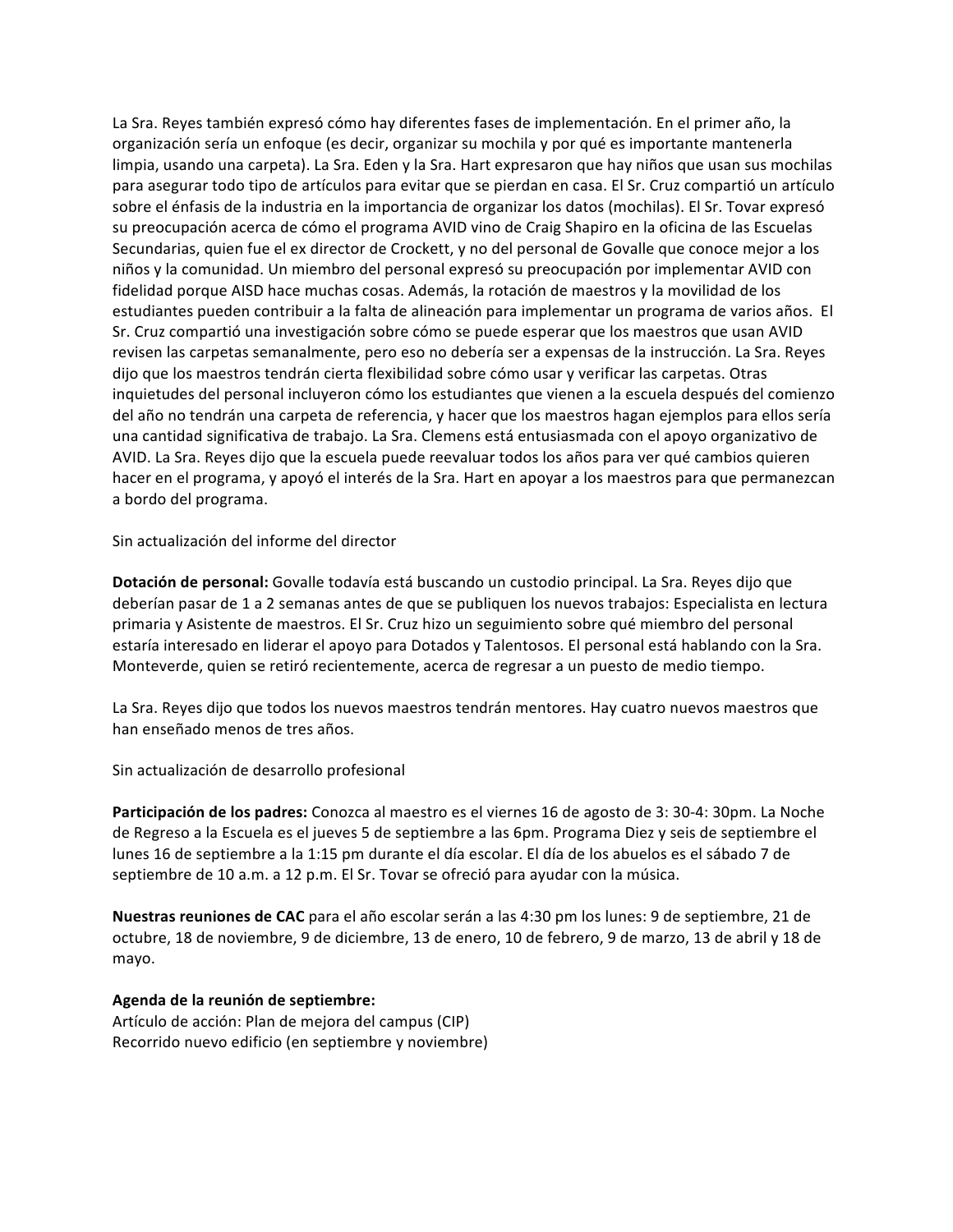La Sra. Reyes también expresó cómo hay diferentes fases de implementación. En el primer año, la organización sería un enfoque (es decir, organizar su mochila y por qué es importante mantenerla limpia, usando una carpeta). La Sra. Eden y la Sra. Hart expresaron que hay niños que usan sus mochilas para asegurar todo tipo de artículos para evitar que se pierdan en casa. El Sr. Cruz compartió un artículo sobre el énfasis de la industria en la importancia de organizar los datos (mochilas). El Sr. Tovar expresó su preocupación acerca de cómo el programa AVID vino de Craig Shapiro en la oficina de las Escuelas Secundarias, quien fue el ex director de Crockett, y no del personal de Govalle que conoce mejor a los niños y la comunidad. Un miembro del personal expresó su preocupación por implementar AVID con fidelidad porque AISD hace muchas cosas. Además, la rotación de maestros y la movilidad de los estudiantes pueden contribuir a la falta de alineación para implementar un programa de varios años. El Sr. Cruz compartió una investigación sobre cómo se puede esperar que los maestros que usan AVID revisen las carpetas semanalmente, pero eso no debería ser a expensas de la instrucción. La Sra. Reyes dijo que los maestros tendrán cierta flexibilidad sobre cómo usar y verificar las carpetas. Otras inquietudes del personal incluyeron cómo los estudiantes que vienen a la escuela después del comienzo del año no tendrán una carpeta de referencia, y hacer que los maestros hagan ejemplos para ellos sería una cantidad significativa de trabajo. La Sra. Clemens está entusiasmada con el apoyo organizativo de AVID. La Sra. Reyes dijo que la escuela puede reevaluar todos los años para ver qué cambios quieren hacer en el programa, y apoyó el interés de la Sra. Hart en apoyar a los maestros para que permanezcan a bordo del programa.

Sin actualización del informe del director

**Dotación de personal:** Govalle todavía está buscando un custodio principal. La Sra. Reyes dijo que deberían pasar de 1 a 2 semanas antes de que se publiquen los nuevos trabajos: Especialista en lectura primaria y Asistente de maestros. El Sr. Cruz hizo un seguimiento sobre qué miembro del personal estaría interesado en liderar el apoyo para Dotados y Talentosos. El personal está hablando con la Sra. Monteverde, quien se retiró recientemente, acerca de regresar a un puesto de medio tiempo.

La Sra. Reyes dijo que todos los nuevos maestros tendrán mentores. Hay cuatro nuevos maestros que han enseñado menos de tres años.

Sin actualización de desarrollo profesional

**Participación de los padres:** Conozca al maestro es el viernes 16 de agosto de 3: 30-4: 30pm. La Noche de Regreso a la Escuela es el jueves 5 de septiembre a las 6pm. Programa Diez y seis de septiembre el lunes 16 de septiembre a la 1:15 pm durante el día escolar. El día de los abuelos es el sábado 7 de septiembre de 10 a.m. a 12 p.m. El Sr. Tovar se ofreció para ayudar con la música.

**Nuestras reuniones de CAC** para el año escolar serán a las 4:30 pm los lunes: 9 de septiembre, 21 de octubre, 18 de noviembre, 9 de diciembre, 13 de enero, 10 de febrero, 9 de marzo, 13 de abril y 18 de mayo.

**Agenda de la reunión de septiembre:**
Artículo de acción: Plan de mejora del campus (CIP)
Recorrido nuevo edificio (en septiembre y noviembre)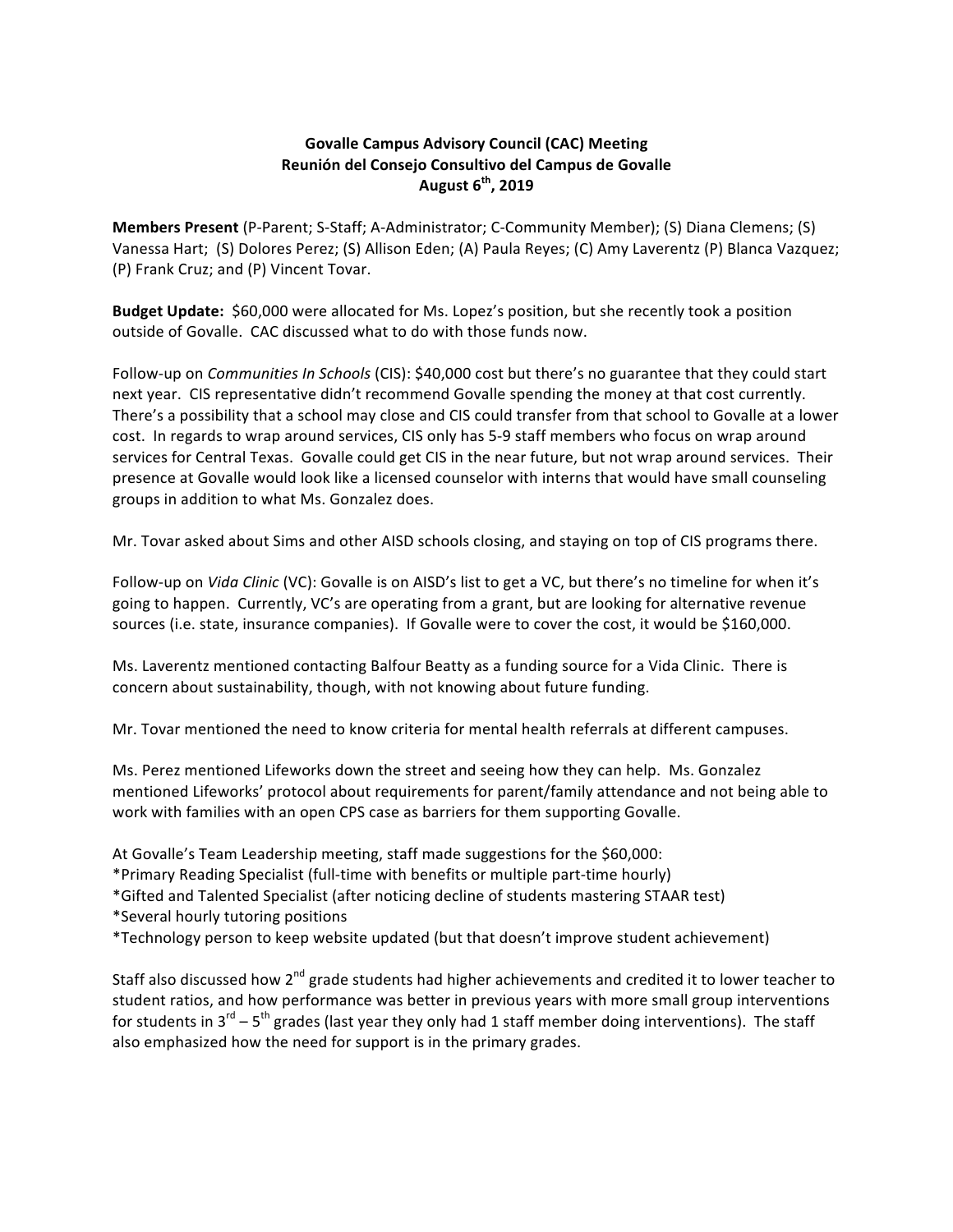**Govalle Campus Advisory Council (CAC) Meeting**
**Reunión del Consejo Consultivo del Campus de Govalle**
**August 6th, 2019**

**Members Present** (P-Parent; S-Staff; A-Administrator; C-Community Member); (S) Diana Clemens; (S) Vanessa Hart; (S) Dolores Perez; (S) Allison Eden; (A) Paula Reyes; (C) Amy Laverentz (P) Blanca Vazquez; (P) Frank Cruz; and (P) Vincent Tovar.

**Budget Update:** $60,000 were allocated for Ms. Lopez's position, but she recently took a position outside of Govalle. CAC discussed what to do with those funds now.

Follow-up on *Communities In Schools* (CIS): $40,000 cost but there's no guarantee that they could start next year. CIS representative didn't recommend Govalle spending the money at that cost currently. There's a possibility that a school may close and CIS could transfer from that school to Govalle at a lower cost. In regards to wrap around services, CIS only has 5-9 staff members who focus on wrap around services for Central Texas. Govalle could get CIS in the near future, but not wrap around services. Their presence at Govalle would look like a licensed counselor with interns that would have small counseling groups in addition to what Ms. Gonzalez does.

Mr. Tovar asked about Sims and other AISD schools closing, and staying on top of CIS programs there.

Follow-up on *Vida Clinic* (VC): Govalle is on AISD's list to get a VC, but there's no timeline for when it's going to happen. Currently, VC's are operating from a grant, but are looking for alternative revenue sources (i.e. state, insurance companies). If Govalle were to cover the cost, it would be $160,000.

Ms. Laverentz mentioned contacting Balfour Beatty as a funding source for a Vida Clinic. There is concern about sustainability, though, with not knowing about future funding.

Mr. Tovar mentioned the need to know criteria for mental health referrals at different campuses.

Ms. Perez mentioned Lifeworks down the street and seeing how they can help. Ms. Gonzalez mentioned Lifeworks' protocol about requirements for parent/family attendance and not being able to work with families with an open CPS case as barriers for them supporting Govalle.

At Govalle's Team Leadership meeting, staff made suggestions for the $60,000:
*Primary Reading Specialist (full-time with benefits or multiple part-time hourly)
*Gifted and Talented Specialist (after noticing decline of students mastering STAAR test)
*Several hourly tutoring positions
*Technology person to keep website updated (but that doesn't improve student achievement)

Staff also discussed how 2nd grade students had higher achievements and credited it to lower teacher to student ratios, and how performance was better in previous years with more small group interventions for students in 3rd – 5th grades (last year they only had 1 staff member doing interventions). The staff also emphasized how the need for support is in the primary grades.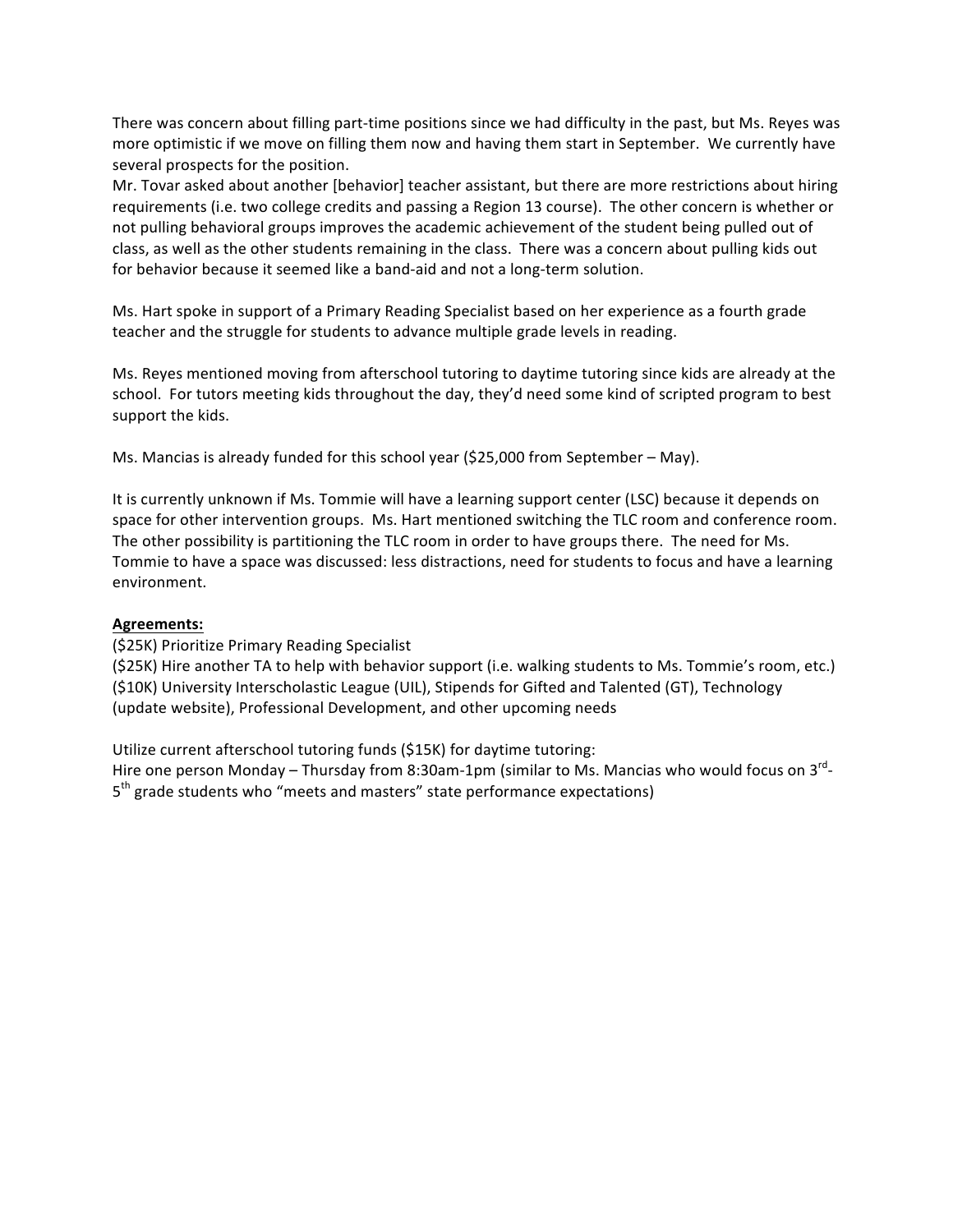There was concern about filling part-time positions since we had difficulty in the past, but Ms. Reyes was more optimistic if we move on filling them now and having them start in September. We currently have several prospects for the position.
Mr. Tovar asked about another [behavior] teacher assistant, but there are more restrictions about hiring requirements (i.e. two college credits and passing a Region 13 course). The other concern is whether or not pulling behavioral groups improves the academic achievement of the student being pulled out of class, as well as the other students remaining in the class. There was a concern about pulling kids out for behavior because it seemed like a band-aid and not a long-term solution.

Ms. Hart spoke in support of a Primary Reading Specialist based on her experience as a fourth grade teacher and the struggle for students to advance multiple grade levels in reading.

Ms. Reyes mentioned moving from afterschool tutoring to daytime tutoring since kids are already at the school. For tutors meeting kids throughout the day, they'd need some kind of scripted program to best support the kids.

Ms. Mancias is already funded for this school year ($25,000 from September – May).

It is currently unknown if Ms. Tommie will have a learning support center (LSC) because it depends on space for other intervention groups. Ms. Hart mentioned switching the TLC room and conference room. The other possibility is partitioning the TLC room in order to have groups there. The need for Ms. Tommie to have a space was discussed: less distractions, need for students to focus and have a learning environment.

**Agreements:**

($25K) Prioritize Primary Reading Specialist
($25K) Hire another TA to help with behavior support (i.e. walking students to Ms. Tommie's room, etc.)
($10K) University Interscholastic League (UIL), Stipends for Gifted and Talented (GT), Technology (update website), Professional Development, and other upcoming needs

Utilize current afterschool tutoring funds ($15K) for daytime tutoring:
Hire one person Monday – Thursday from 8:30am-1pm (similar to Ms. Mancias who would focus on 3rd-5th grade students who "meets and masters" state performance expectations)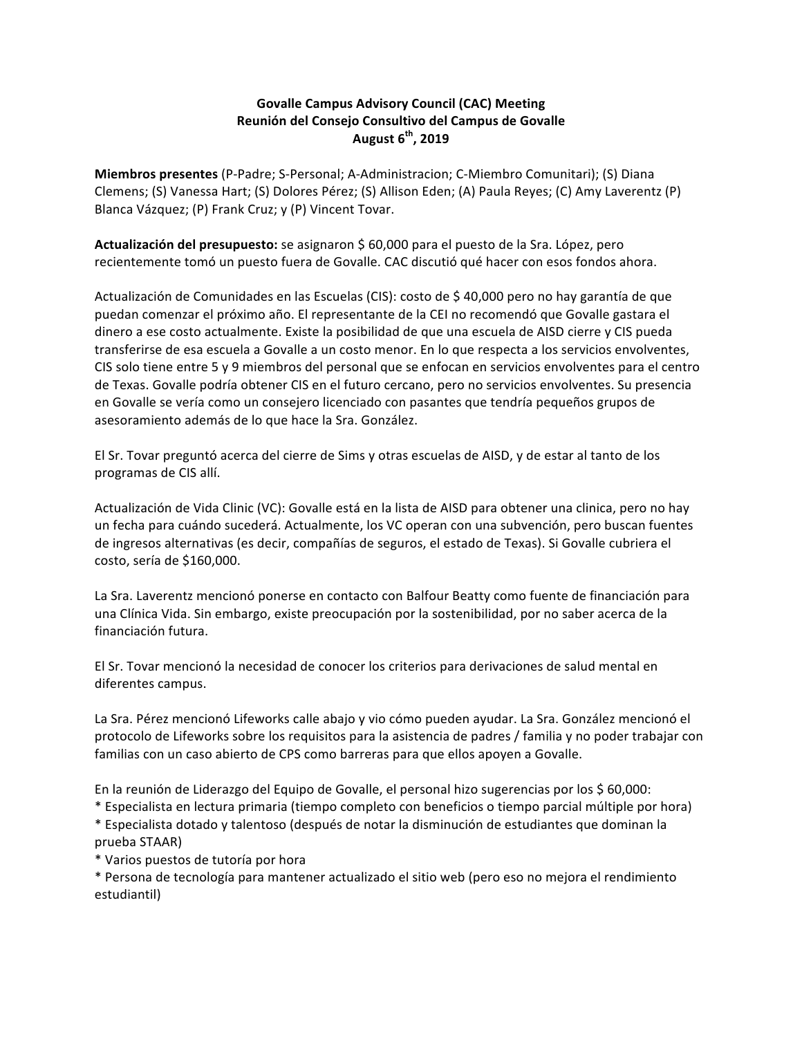**Govalle Campus Advisory Council (CAC) Meeting**
**Reunión del Consejo Consultivo del Campus de Govalle**
**August 6th, 2019**

**Miembros presentes** (P-Padre; S-Personal; A-Administracion; C-Miembro Comunitari); (S) Diana Clemens; (S) Vanessa Hart; (S) Dolores Pérez; (S) Allison Eden; (A) Paula Reyes; (C) Amy Laverentz (P) Blanca Vázquez; (P) Frank Cruz; y (P) Vincent Tovar.

**Actualización del presupuesto:** se asignaron $ 60,000 para el puesto de la Sra. López, pero recientemente tomó un puesto fuera de Govalle. CAC discutió qué hacer con esos fondos ahora.

Actualización de Comunidades en las Escuelas (CIS): costo de $ 40,000 pero no hay garantía de que puedan comenzar el próximo año. El representante de la CEI no recomendó que Govalle gastara el dinero a ese costo actualmente. Existe la posibilidad de que una escuela de AISD cierre y CIS pueda transferirse de esa escuela a Govalle a un costo menor. En lo que respecta a los servicios envolventes, CIS solo tiene entre 5 y 9 miembros del personal que se enfocan en servicios envolventes para el centro de Texas. Govalle podría obtener CIS en el futuro cercano, pero no servicios envolventes. Su presencia en Govalle se vería como un consejero licenciado con pasantes que tendría pequeños grupos de asesoramiento además de lo que hace la Sra. González.

El Sr. Tovar preguntó acerca del cierre de Sims y otras escuelas de AISD, y de estar al tanto de los programas de CIS allí.

Actualización de Vida Clinic (VC): Govalle está en la lista de AISD para obtener una clinica, pero no hay un fecha para cuándo sucederá. Actualmente, los VC operan con una subvención, pero buscan fuentes de ingresos alternativas (es decir, compañías de seguros, el estado de Texas). Si Govalle cubriera el costo, sería de $160,000.

La Sra. Laverentz mencionó ponerse en contacto con Balfour Beatty como fuente de financiación para una Clínica Vida. Sin embargo, existe preocupación por la sostenibilidad, por no saber acerca de la financiación futura.

El Sr. Tovar mencionó la necesidad de conocer los criterios para derivaciones de salud mental en diferentes campus.

La Sra. Pérez mencionó Lifeworks calle abajo y vio cómo pueden ayudar. La Sra. González mencionó el protocolo de Lifeworks sobre los requisitos para la asistencia de padres / familia y no poder trabajar con familias con un caso abierto de CPS como barreras para que ellos apoyen a Govalle.

En la reunión de Liderazgo del Equipo de Govalle, el personal hizo sugerencias por los $ 60,000:
* Especialista en lectura primaria (tiempo completo con beneficios o tiempo parcial múltiple por hora)
* Especialista dotado y talentoso (después de notar la disminución de estudiantes que dominan la prueba STAAR)
* Varios puestos de tutoría por hora
* Persona de tecnología para mantener actualizado el sitio web (pero eso no mejora el rendimiento estudiantil)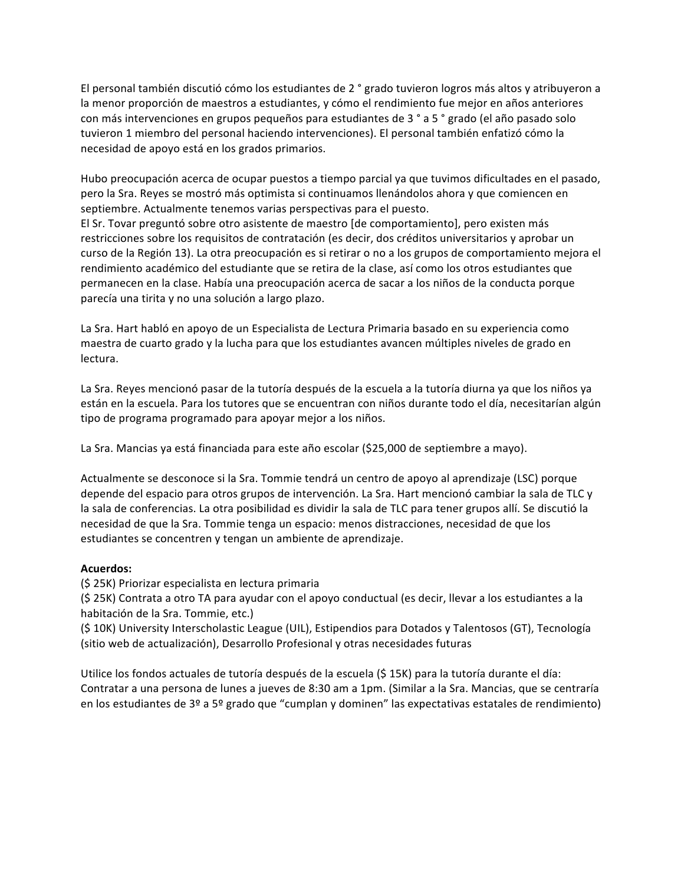El personal también discutió cómo los estudiantes de 2 ° grado tuvieron logros más altos y atribuyeron a la menor proporción de maestros a estudiantes, y cómo el rendimiento fue mejor en años anteriores con más intervenciones en grupos pequeños para estudiantes de 3 ° a 5 ° grado (el año pasado solo tuvieron 1 miembro del personal haciendo intervenciones). El personal también enfatizó cómo la necesidad de apoyo está en los grados primarios.

Hubo preocupación acerca de ocupar puestos a tiempo parcial ya que tuvimos dificultades en el pasado, pero la Sra. Reyes se mostró más optimista si continuamos llenándolos ahora y que comiencen en septiembre. Actualmente tenemos varias perspectivas para el puesto.
El Sr. Tovar preguntó sobre otro asistente de maestro [de comportamiento], pero existen más restricciones sobre los requisitos de contratación (es decir, dos créditos universitarios y aprobar un curso de la Región 13). La otra preocupación es si retirar o no a los grupos de comportamiento mejora el rendimiento académico del estudiante que se retira de la clase, así como los otros estudiantes que permanecen en la clase. Había una preocupación acerca de sacar a los niños de la conducta porque parecía una tirita y no una solución a largo plazo.

La Sra. Hart habló en apoyo de un Especialista de Lectura Primaria basado en su experiencia como maestra de cuarto grado y la lucha para que los estudiantes avancen múltiples niveles de grado en lectura.

La Sra. Reyes mencionó pasar de la tutoría después de la escuela a la tutoría diurna ya que los niños ya están en la escuela. Para los tutores que se encuentran con niños durante todo el día, necesitarían algún tipo de programa programado para apoyar mejor a los niños.

La Sra. Mancias ya está financiada para este año escolar ($25,000 de septiembre a mayo).

Actualmente se desconoce si la Sra. Tommie tendrá un centro de apoyo al aprendizaje (LSC) porque depende del espacio para otros grupos de intervención. La Sra. Hart mencionó cambiar la sala de TLC y la sala de conferencias. La otra posibilidad es dividir la sala de TLC para tener grupos allí. Se discutió la necesidad de que la Sra. Tommie tenga un espacio: menos distracciones, necesidad de que los estudiantes se concentren y tengan un ambiente de aprendizaje.

**Acuerdos:**
($ 25K) Priorizar especialista en lectura primaria
($ 25K) Contrata a otro TA para ayudar con el apoyo conductual (es decir, llevar a los estudiantes a la habitación de la Sra. Tommie, etc.)
($ 10K) University Interscholastic League (UIL), Estipendios para Dotados y Talentosos (GT), Tecnología (sitio web de actualización), Desarrollo Profesional y otras necesidades futuras

Utilice los fondos actuales de tutoría después de la escuela ($ 15K) para la tutoría durante el día: Contratar a una persona de lunes a jueves de 8:30 am a 1pm. (Similar a la Sra. Mancias, que se centraría en los estudiantes de 3º a 5º grado que "cumplan y dominen" las expectativas estatales de rendimiento)